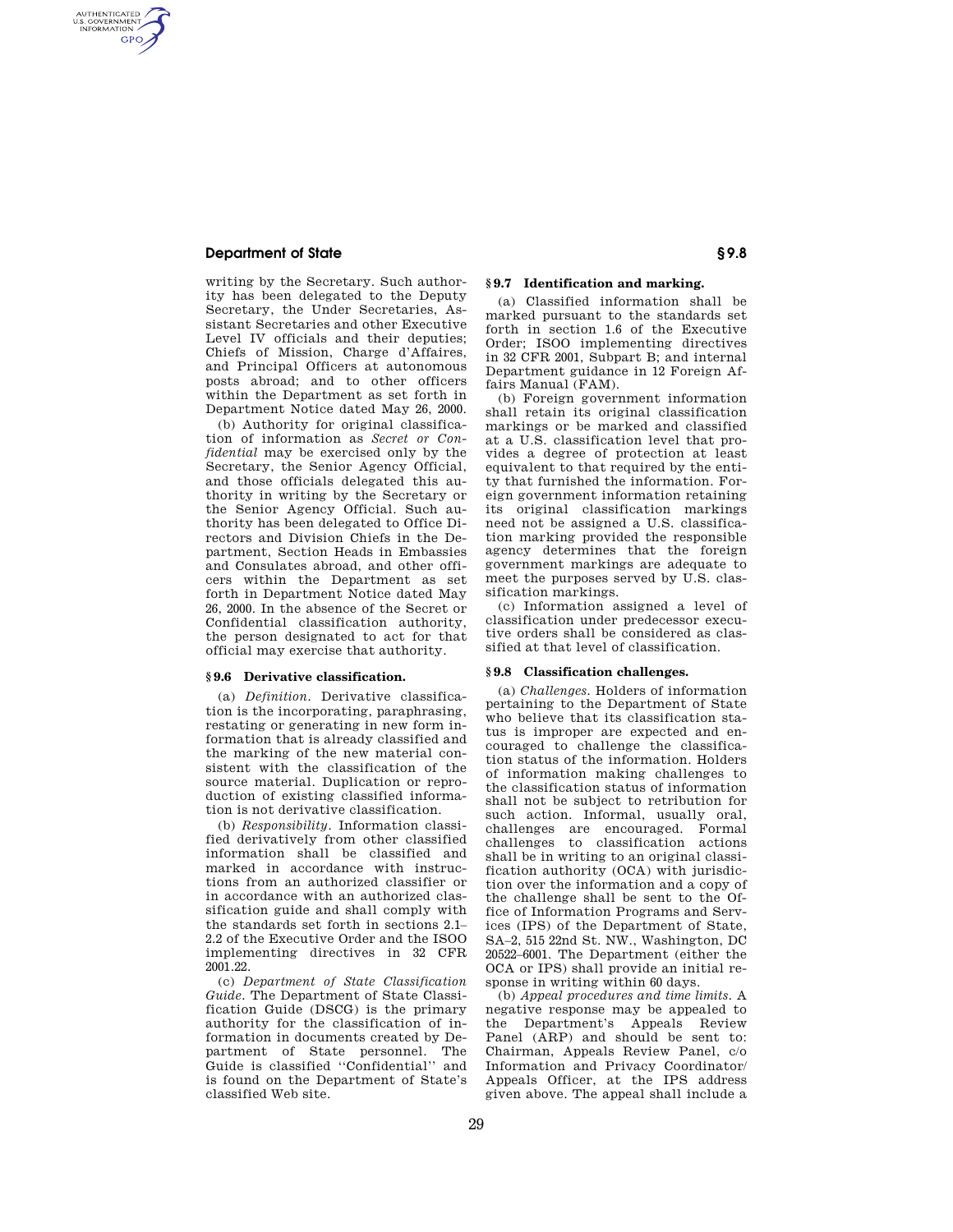writing by the Secretary. Such authority has been delegated to the Deputy Secretary, the Under Secretaries, Assistant Secretaries and other Executive Level IV officials and their deputies; Chiefs of Mission, Charge d'Affaires, and Principal Officers at autonomous posts abroad; and to other officers within the Department as set forth in Department Notice dated May 26, 2000.

(b) Authority for original classification of information as *Secret or Confidential* may be exercised only by the Secretary, the Senior Agency Official, and those officials delegated this authority in writing by the Secretary or the Senior Agency Official. Such authority has been delegated to Office Directors and Division Chiefs in the Department, Section Heads in Embassies and Consulates abroad, and other officers within the Department as set forth in Department Notice dated May 26, 2000. In the absence of the Secret or Confidential classification authority, the person designated to act for that official may exercise that authority.

### § 9.6 Derivative classification.

(a) *Definition.* Derivative classification is the incorporating, paraphrasing, restating or generating in new form information that is already classified and the marking of the new material consistent with the classification of the source material. Duplication or reproduction of existing classified information is not derivative classification.

(b) *Responsibility.* Information classified derivatively from other classified information shall be classified and marked in accordance with instructions from an authorized classifier or in accordance with an authorized classification guide and shall comply with the standards set forth in sections 2.1–2.2 of the Executive Order and the ISOO implementing directives in 32 CFR 2001.22.

(c) *Department of State Classification Guide.* The Department of State Classification Guide (DSCG) is the primary authority for the classification of information in documents created by Department of State personnel. The Guide is classified ''Confidential'' and is found on the Department of State's classified Web site.

### § 9.7 Identification and marking.

(a) Classified information shall be marked pursuant to the standards set forth in section 1.6 of the Executive Order; ISOO implementing directives in 32 CFR 2001, Subpart B; and internal Department guidance in 12 Foreign Affairs Manual (FAM).

(b) Foreign government information shall retain its original classification markings or be marked and classified at a U.S. classification level that provides a degree of protection at least equivalent to that required by the entity that furnished the information. Foreign government information retaining its original classification markings need not be assigned a U.S. classification marking provided the responsible agency determines that the foreign government markings are adequate to meet the purposes served by U.S. classification markings.

(c) Information assigned a level of classification under predecessor executive orders shall be considered as classified at that level of classification.

### § 9.8 Classification challenges.

(a) *Challenges.* Holders of information pertaining to the Department of State who believe that its classification status is improper are expected and encouraged to challenge the classification status of the information. Holders of information making challenges to the classification status of information shall not be subject to retribution for such action. Informal, usually oral, challenges are encouraged. Formal challenges to classification actions shall be in writing to an original classification authority (OCA) with jurisdiction over the information and a copy of the challenge shall be sent to the Office of Information Programs and Services (IPS) of the Department of State, SA–2, 515 22nd St. NW., Washington, DC 20522–6001. The Department (either the OCA or IPS) shall provide an initial response in writing within 60 days.

(b) *Appeal procedures and time limits.* A negative response may be appealed to the Department's Appeals Review Panel (ARP) and should be sent to: Chairman, Appeals Review Panel, c/o Information and Privacy Coordinator/ Appeals Officer, at the IPS address given above. The appeal shall include a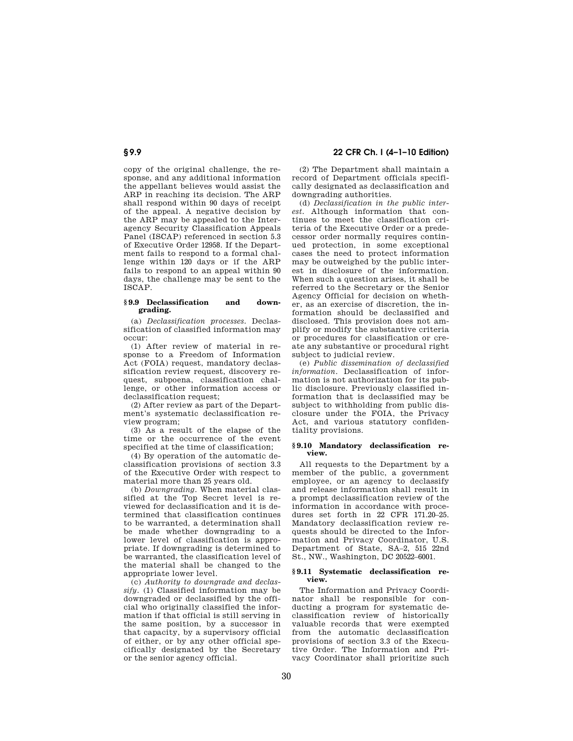copy of the original challenge, the response, and any additional information the appellant believes would assist the ARP in reaching its decision. The ARP shall respond within 90 days of receipt of the appeal. A negative decision by the ARP may be appealed to the Interagency Security Classification Appeals Panel (ISCAP) referenced in section 5.3 of Executive Order 12958. If the Department fails to respond to a formal challenge within 120 days or if the ARP fails to respond to an appeal within 90 days, the challenge may be sent to the ISCAP.

### § 9.9 Declassification and downgrading.

(a) *Declassification processes.* Declassification of classified information may occur:

(1) After review of material in response to a Freedom of Information Act (FOIA) request, mandatory declassification review request, discovery request, subpoena, classification challenge, or other information access or declassification request;

(2) After review as part of the Department's systematic declassification review program;

(3) As a result of the elapse of the time or the occurrence of the event specified at the time of classification;

(4) By operation of the automatic declassification provisions of section 3.3 of the Executive Order with respect to material more than 25 years old.

(b) *Downgrading.* When material classified at the Top Secret level is reviewed for declassification and it is determined that classification continues to be warranted, a determination shall be made whether downgrading to a lower level of classification is appropriate. If downgrading is determined to be warranted, the classification level of the material shall be changed to the appropriate lower level.

(c) *Authority to downgrade and declassify.* (1) Classified information may be downgraded or declassified by the official who originally classified the information if that official is still serving in the same position, by a successor in that capacity, by a supervisory official of either, or by any other official specifically designated by the Secretary or the senior agency official.

(2) The Department shall maintain a record of Department officials specifically designated as declassification and downgrading authorities.

(d) *Declassification in the public interest.* Although information that continues to meet the classification criteria of the Executive Order or a predecessor order normally requires continued protection, in some exceptional cases the need to protect information may be outweighed by the public interest in disclosure of the information. When such a question arises, it shall be referred to the Secretary or the Senior Agency Official for decision on whether, as an exercise of discretion, the information should be declassified and disclosed. This provision does not amplify or modify the substantive criteria or procedures for classification or create any substantive or procedural right subject to judicial review.

(e) *Public dissemination of declassified information.* Declassification of information is not authorization for its public disclosure. Previously classified information that is declassified may be subject to withholding from public disclosure under the FOIA, the Privacy Act, and various statutory confidentiality provisions.

### § 9.10 Mandatory declassification review.

All requests to the Department by a member of the public, a government employee, or an agency to declassify and release information shall result in a prompt declassification review of the information in accordance with procedures set forth in 22 CFR 171.20–25. Mandatory declassification review requests should be directed to the Information and Privacy Coordinator, U.S. Department of State, SA–2, 515 22nd St., NW., Washington, DC 20522–6001.

### § 9.11 Systematic declassification review.

The Information and Privacy Coordinator shall be responsible for conducting a program for systematic declassification review of historically valuable records that were exempted from the automatic declassification provisions of section 3.3 of the Executive Order. The Information and Privacy Coordinator shall prioritize such